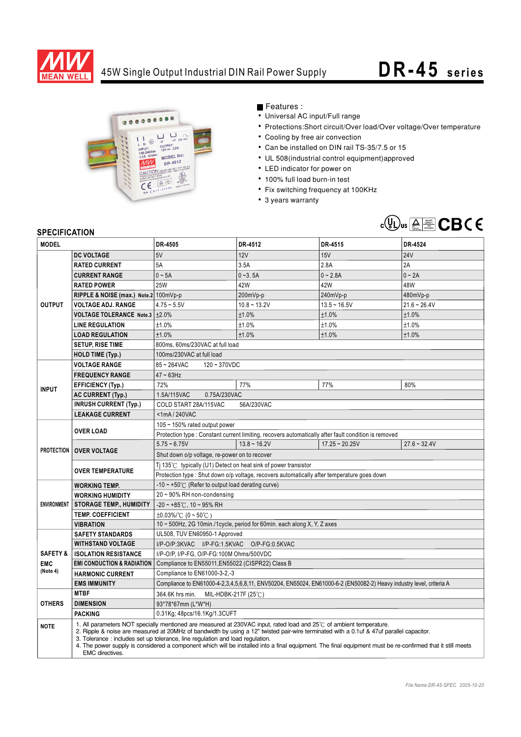# 45W Single Output Industrial DIN Rail Power Supply

# DR-45 series

## Features :

- Universal AC input/Full range
- Protections:Short circuit/Over load/Over voltage/Over temperature
- Cooling by free air convection
- Can be installed on DIN rail TS-35/7.5 or 15
- UL 508(industrial control equipment)approved
- LED indicator for power on
- 100% full load burn-in test
- Fix switching frequency at 100KHz
- 3 years warranty

## SPECIFICATION

| MODEL | | DR-4505 | DR-4512 | DR-4515 | DR-4524 |
|---|---|---|---|---|---|
| OUTPUT | DC VOLTAGE | 5V | 12V | 15V | 24V |
| | RATED CURRENT | 5A | 3.5A | 2.8A | 2A |
| | CURRENT RANGE | 0 ~ 5A | 0 ~3. 5A | 0 ~ 2.8A | 0 ~ 2A |
| | RATED POWER | 25W | 42W | 42W | 48W |
| | RIPPLE & NOISE (max.) Note.2 | 100mVp-p | 200mVp-p | 240mVp-p | 480mVp-p |
| | VOLTAGE ADJ. RANGE | 4.75 ~ 5.5V | 10.8 ~ 13.2V | 13.5 ~ 16.5V | 21.6 ~ 26.4V |
| | VOLTAGE TOLERANCE Note.3 | ±2.0% | ±1.0% | ±1.0% | ±1.0% |
| | LINE REGULATION | ±1.0% | ±1.0% | ±1.0% | ±1.0% |
| | LOAD REGULATION | ±1.0% | ±1.0% | ±1.0% | ±1.0% |
| | SETUP, RISE TIME | 800ms, 60ms/230VAC at full load | | | |
| | HOLD TIME (Typ.) | 100ms/230VAC at full load | | | |
| INPUT | VOLTAGE RANGE | 85 ~ 264VAC 120 ~ 370VDC | | | |
| | FREQUENCY RANGE | 47 ~ 63Hz | | | |
| | EFFICIENCY (Typ.) | 72% | 77% | 77% | 80% |
| | AC CURRENT (Typ.) | 1.5A/115VAC 0.75A/230VAC | | | |
| | INRUSH CURRENT (Typ.) | COLD START 28A/115VAC 56A/230VAC | | | |
| | LEAKAGE CURRENT | <1mA / 240VAC | | | |
| PROTECTION | OVER LOAD | 105 ~ 150% rated output power | | | |
| | | Protection type : Constant current limiting, recovers automatically after fault condition is removed | | | |
| | OVER VOLTAGE | 5.75 ~ 6.75V | 13.8 ~ 16.2V | 17.25 ~ 20.25V | 27.6 ~ 32.4V |
| | | Shut down o/p voltage, re-power on to recover | | | |
| | OVER TEMPERATURE | Tj 135℃ typically (U1) Detect on heat sink of power transistor | | | |
| | | Protection type : Shut down o/p voltage, recovers automatically after temperature goes down | | | |
| ENVIRONMENT | WORKING TEMP. | -10 ~ +50℃ (Refer to output load derating curve) | | | |
| | WORKING HUMIDITY | 20 ~ 90% RH non-condensing | | | |
| | STORAGE TEMP., HUMIDITY | -20 ~ +85℃, 10 ~ 95% RH | | | |
| | TEMP. COEFFICIENT | ±0.03%/℃ (0 ~ 50℃ ) | | | |
| | VIBRATION | 10 ~ 500Hz, 2G 10min./1cycle, period for 60min. each along X, Y, Z axes | | | |
| SAFETY & EMC (Note 4) | SAFETY STANDARDS | UL508, TUV EN60950-1 Approved | | | |
| | WITHSTAND VOLTAGE | I/P-O/P:3KVAC I/P-FG:1.5KVAC O/P-FG:0.5KVAC | | | |
| | ISOLATION RESISTANCE | I/P-O/P, I/P-FG, O/P-FG:100M Ohms/500VDC | | | |
| | EMI CONDUCTION & RADIATION | Compliance to EN55011,EN55022 (CISPR22) Class B | | | |
| | HARMONIC CURRENT | Compliance to EN61000-3-2,-3 | | | |
| | EMS IMMUNITY | Compliance to EN61000-4-2,3,4,5,6,8,11, ENV50204, EN55024, EN61000-6-2 (EN50082-2) Heavy industry level, criteria A | | | |
| OTHERS | MTBF | 364.6K hrs min. MIL-HDBK-217F (25℃) | | | |
| | DIMENSION | 93*78*67mm (L*W*H) | | | |
| | PACKING | 0.31Kg; 48pcs/16.1Kg/1.3CUFT | | | |

**NOTE**

1. All parameters NOT specially mentioned are measured at 230VAC input, rated load and 25℃ of ambient temperature.
2. Ripple & noise are measured at 20MHz of bandwidth by using a 12" twisted pair-wire terminated with a 0.1uf & 47uf parallel capacitor.
3. Tolerance : includes set up tolerance, line regulation and load regulation.
4. The power supply is considered a component which will be installed into a final equipment. The final equipment must be re-confirmed that it still meets EMC directives.

*File Name:DR-45-SPEC 2005-10-20*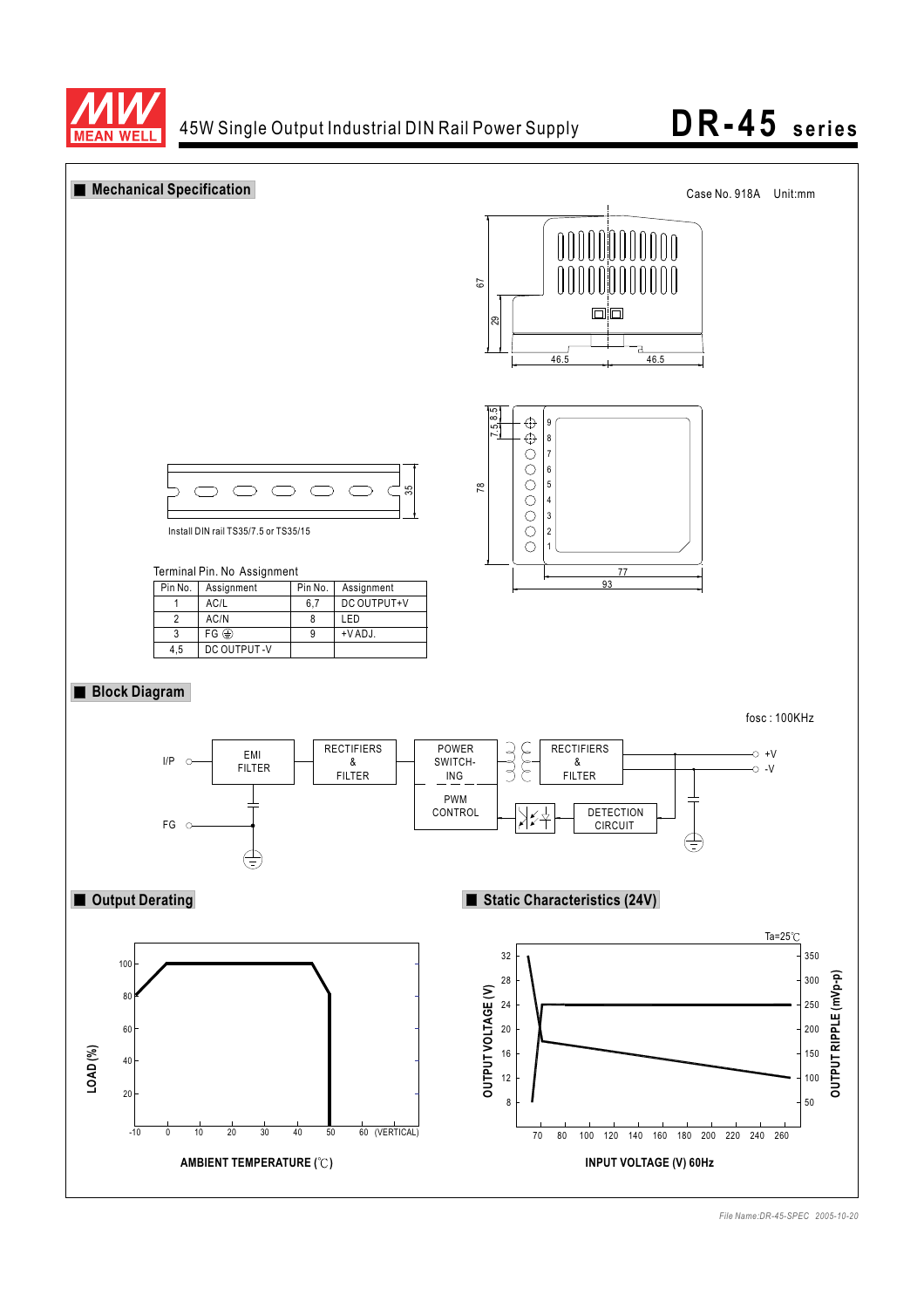# 45W Single Output Industrial DIN Rail Power Supply

# DR-45 series

## Mechanical Specification

Case No. 918A Unit:mm

67

29

46.5

46.5

7.5

8.5

78

9
8
7
6
5
4
3
2
1

77

93

35

Install DIN rail TS35/7.5 or TS35/15

Terminal Pin. No Assignment

| Pin No. | Assignment | Pin No. | Assignment |
|---|---|---|---|
| 1 | AC/L | 6,7 | DC OUTPUT+V |
| 2 | AC/N | 8 | LED |
| 3 | FG ⏚ | 9 | +V ADJ. |
| 4,5 | DC OUTPUT -V | | |

## Block Diagram

fosc : 100KHz

I/P

FG

EMI FILTER

RECTIFIERS & FILTER

POWER SWITCH-ING

PWM CONTROL

RECTIFIERS & FILTER

DETECTION CIRCUIT

+V

-V

## Output Derating

LOAD (%)

100
80
60
40
20

-10 0 10 20 30 40 50 60 (VERTICAL)

AMBIENT TEMPERATURE (℃)

## Static Characteristics (24V)

Ta=25℃

OUTPUT VOLTAGE (V)

32
28
24
20
16
12
8

OUTPUT RIPPLE (mVp-p)

350
300
250
200
150
100
50

70 80 100 120 140 160 180 200 220 240 260

INPUT VOLTAGE (V) 60Hz

*File Name:DR-45-SPEC 2005-10-20*